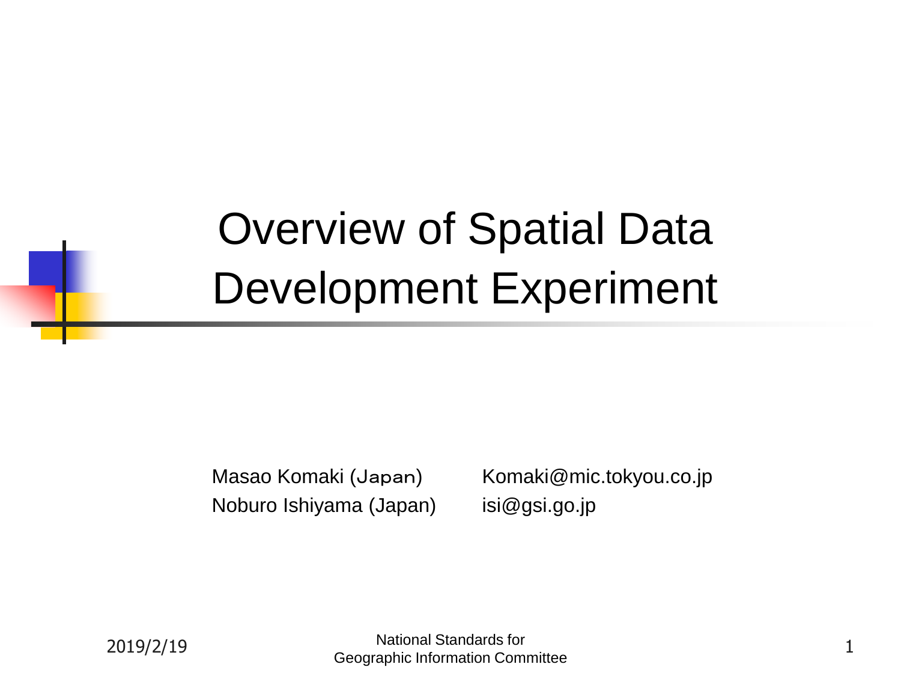# Overview of Spatial Data Development Experiment

Masao Komaki (Japan) Komaki@mic.tokyou.co.jp

Noburo Ishiyama (Japan) isi@gsi.go.jp

2019/2/19

National Standards for Geographic Information Committee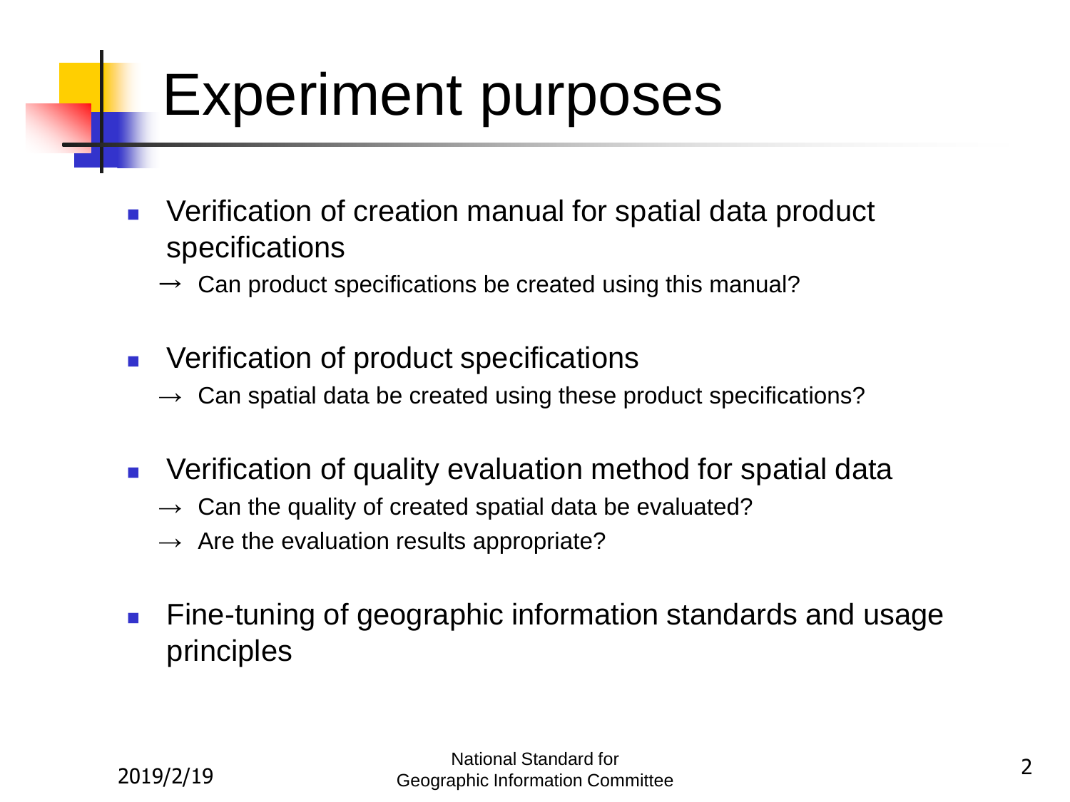# Experiment purposes

- Verification of creation manual for spatial data product specifications
  - → Can product specifications be created using this manual?
- Verification of product specifications
  - → Can spatial data be created using these product specifications?
- Verification of quality evaluation method for spatial data
  - → Can the quality of created spatial data be evaluated?
  - → Are the evaluation results appropriate?
- Fine-tuning of geographic information standards and usage principles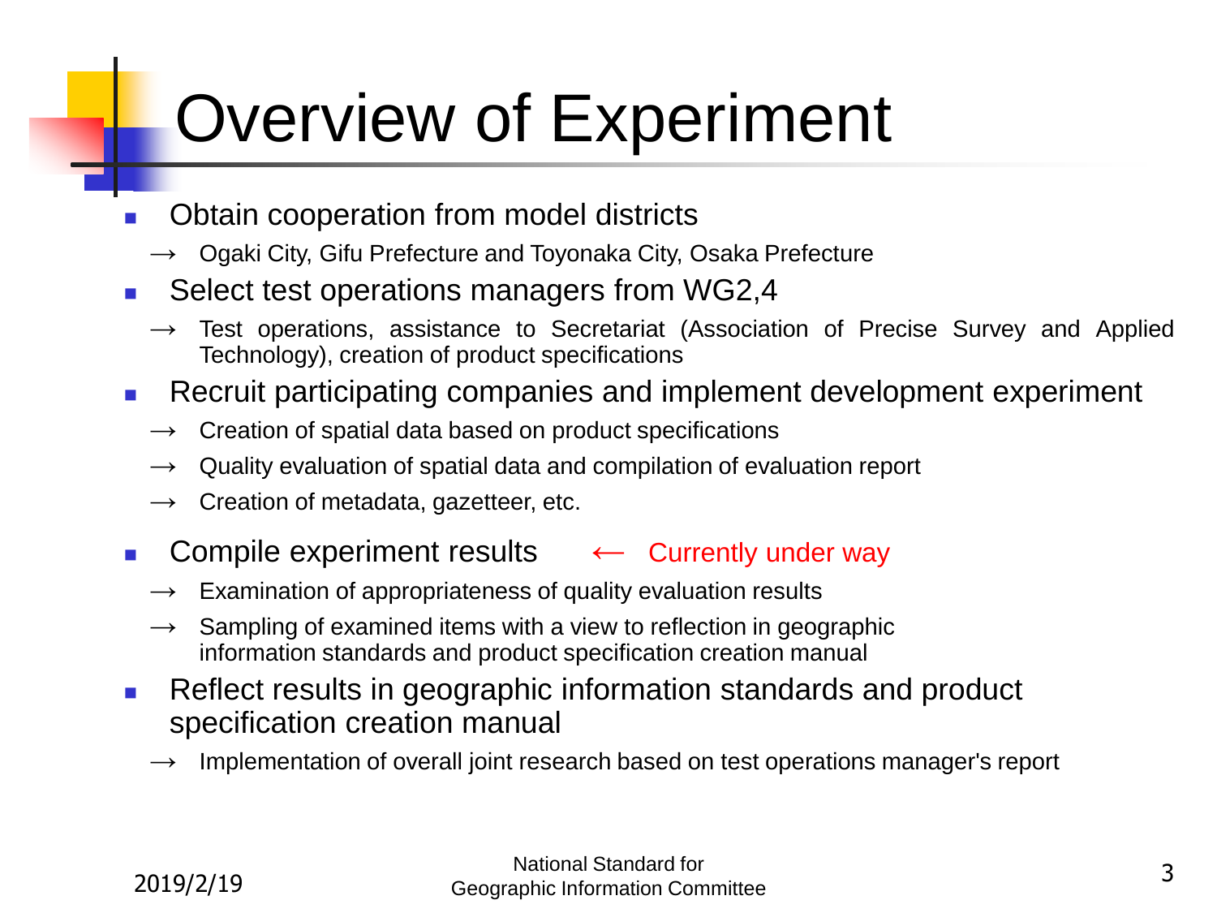# Overview of Experiment

- Obtain cooperation from model districts
  - → Ogaki City, Gifu Prefecture and Toyonaka City, Osaka Prefecture
- Select test operations managers from WG2,4
  - → Test operations, assistance to Secretariat (Association of Precise Survey and Applied Technology), creation of product specifications
- Recruit participating companies and implement development experiment
  - → Creation of spatial data based on product specifications
  - → Quality evaluation of spatial data and compilation of evaluation report
  - → Creation of metadata, gazetteer, etc.
- Compile experiment results ← Currently under way
  - → Examination of appropriateness of quality evaluation results
  - → Sampling of examined items with a view to reflection in geographic information standards and product specification creation manual
- Reflect results in geographic information standards and product specification creation manual
  - → Implementation of overall joint research based on test operations manager's report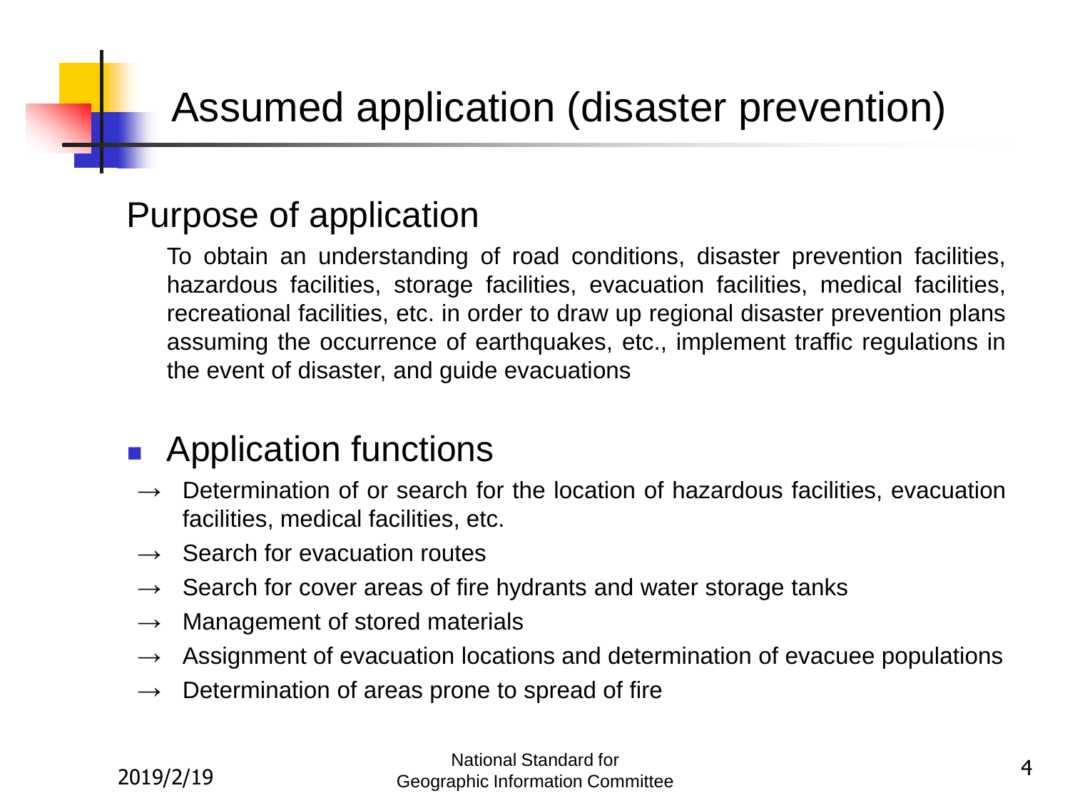# Assumed application (disaster prevention)

## Purpose of application

To obtain an understanding of road conditions, disaster prevention facilities, hazardous facilities, storage facilities, evacuation facilities, medical facilities, recreational facilities, etc. in order to draw up regional disaster prevention plans assuming the occurrence of earthquakes, etc., implement traffic regulations in the event of disaster, and guide evacuations

## Application functions

→ Determination of or search for the location of hazardous facilities, evacuation facilities, medical facilities, etc.

→ Search for evacuation routes

→ Search for cover areas of fire hydrants and water storage tanks

→ Management of stored materials

→ Assignment of evacuation locations and determination of evacuee populations

→ Determination of areas prone to spread of fire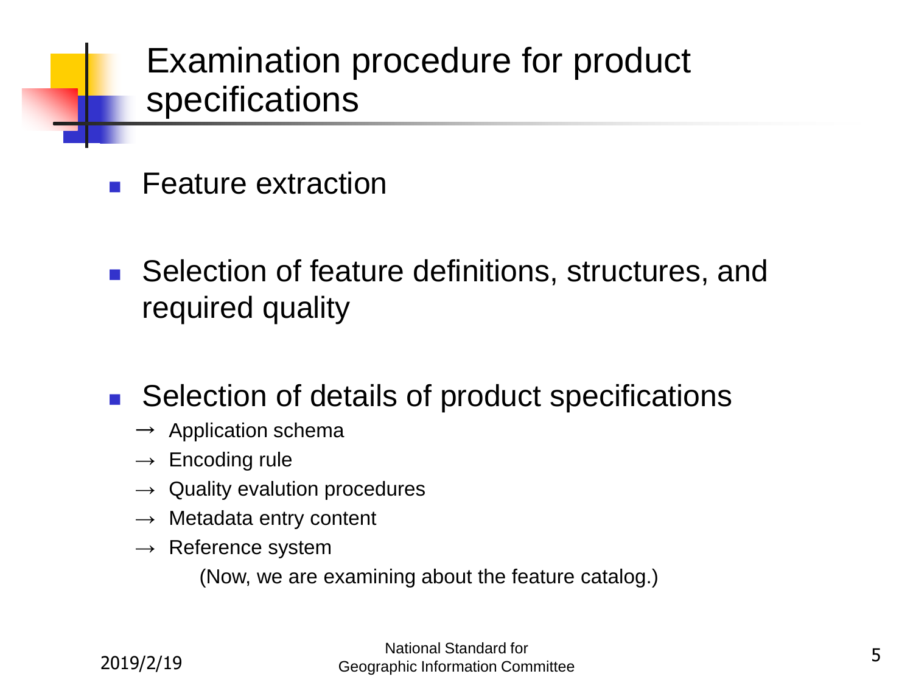# Examination procedure for product specifications

- Feature extraction

- Selection of feature definitions, structures, and required quality

- Selection of details of product specifications
  - → Application schema
  - → Encoding rule
  - → Quality evalution procedures
  - → Metadata entry content
  - → Reference system

    (Now, we are examining about the feature catalog.)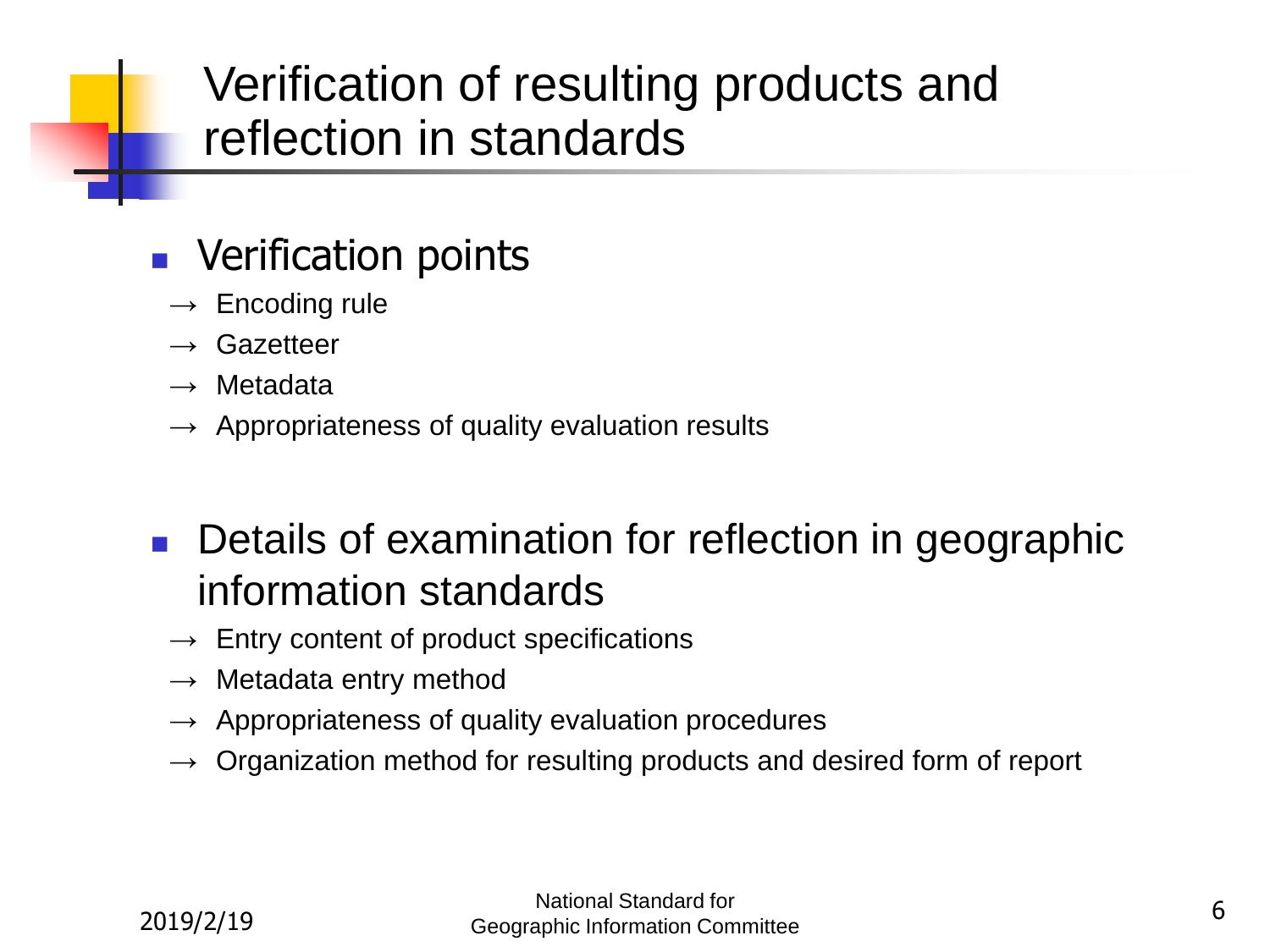# Verification of resulting products and reflection in standards

- Verification points
  - → Encoding rule
  - → Gazetteer
  - → Metadata
  - → Appropriateness of quality evaluation results

- Details of examination for reflection in geographic information standards
  - → Entry content of product specifications
  - → Metadata entry method
  - → Appropriateness of quality evaluation procedures
  - → Organization method for resulting products and desired form of report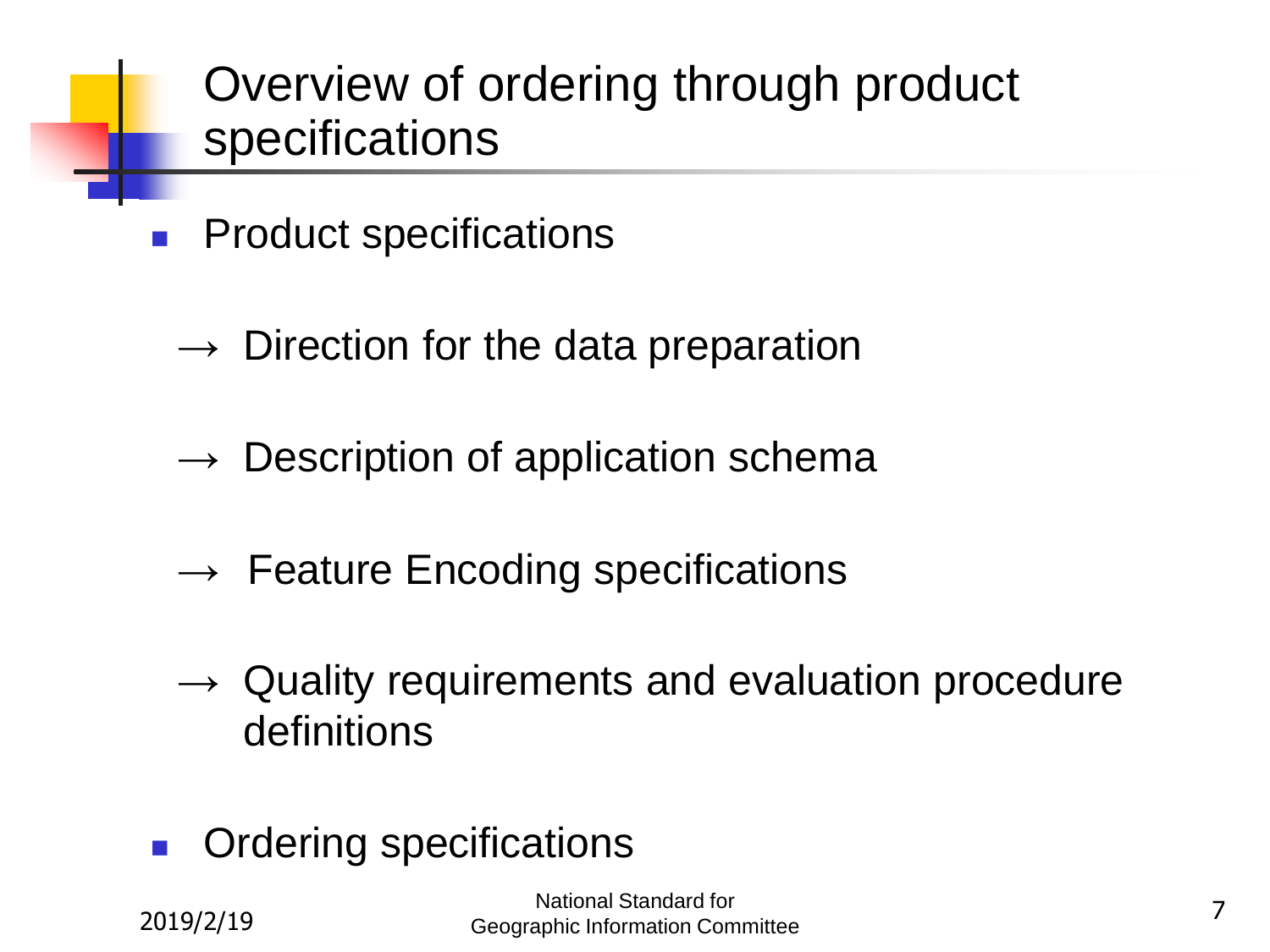# Overview of ordering through product specifications

- Product specifications
  - → Direction for the data preparation
  - → Description of application schema
  - → Feature Encoding specifications
  - → Quality requirements and evaluation procedure definitions
- Ordering specifications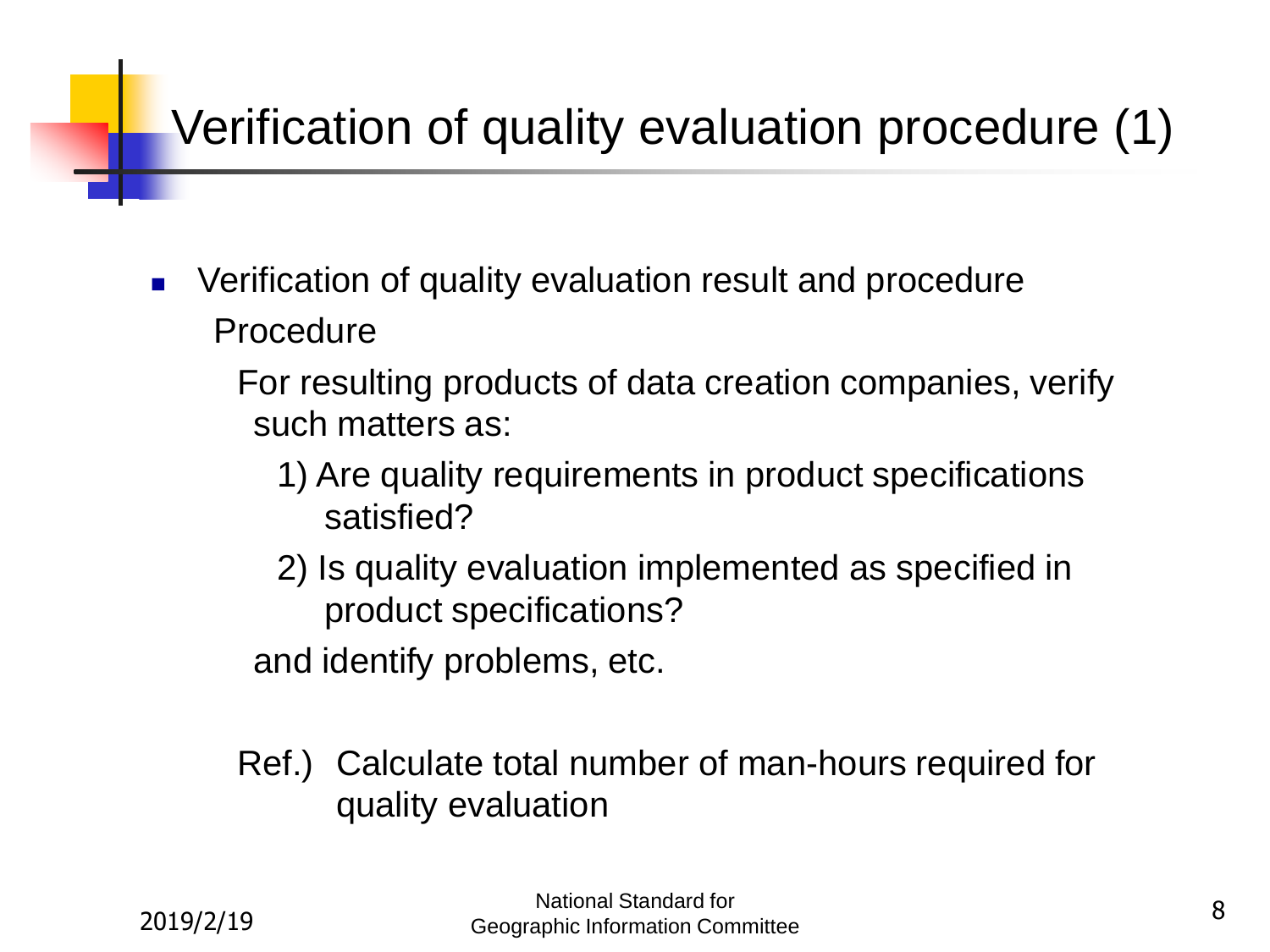# Verification of quality evaluation procedure (1)

- Verification of quality evaluation result and procedure

  Procedure

  For resulting products of data creation companies, verify such matters as:

  1) Are quality requirements in product specifications satisfied?

  2) Is quality evaluation implemented as specified in product specifications?

  and identify problems, etc.

  Ref.) Calculate total number of man-hours required for quality evaluation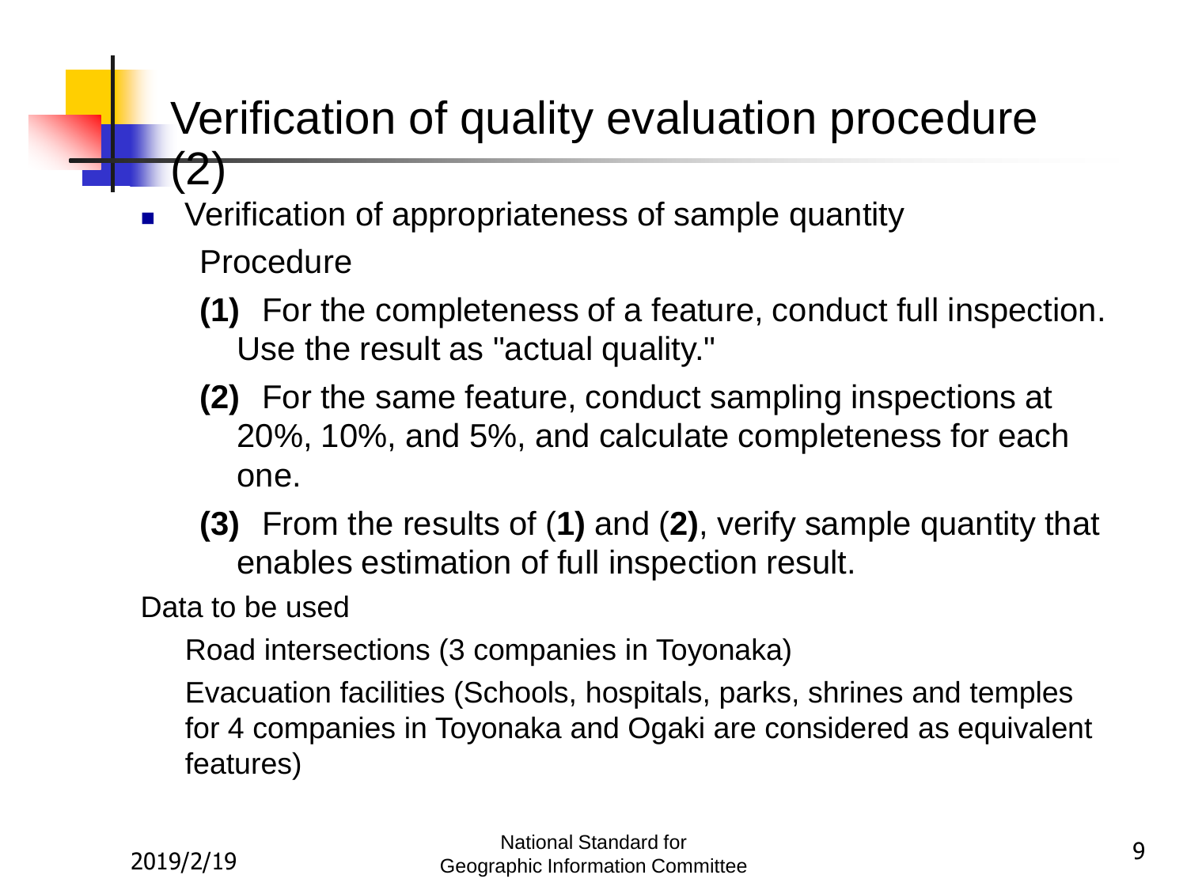# Verification of quality evaluation procedure (2)

- Verification of appropriateness of sample quantity

  Procedure

  **(1)** For the completeness of a feature, conduct full inspection. Use the result as "actual quality."

  **(2)** For the same feature, conduct sampling inspections at 20%, 10%, and 5%, and calculate completeness for each one.

  **(3)** From the results of (**1)** and (**2)**, verify sample quantity that enables estimation of full inspection result.

Data to be used

Road intersections (3 companies in Toyonaka)

Evacuation facilities (Schools, hospitals, parks, shrines and temples for 4 companies in Toyonaka and Ogaki are considered as equivalent features)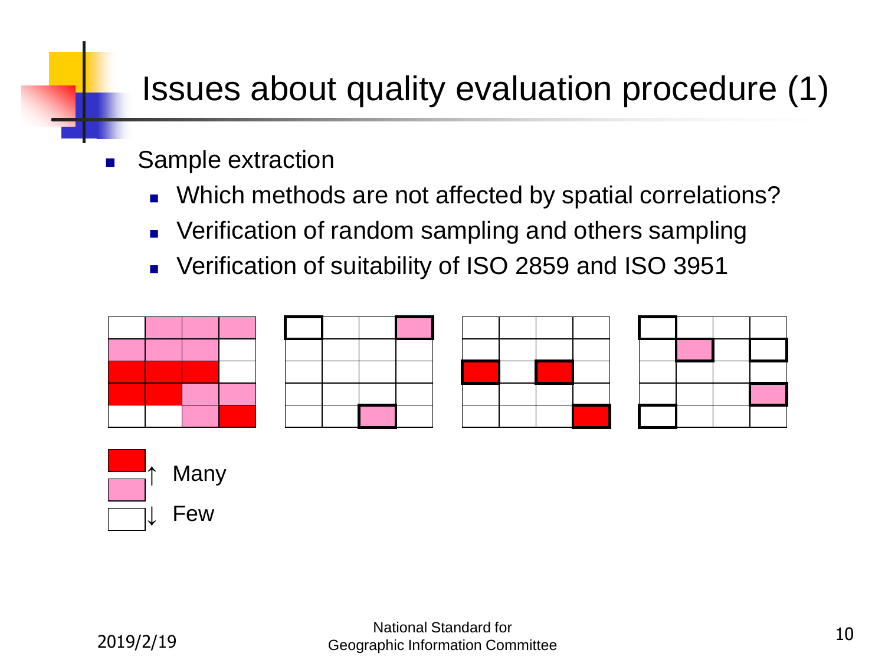# Issues about quality evaluation procedure (1)

- Sample extraction
  - Which methods are not affected by spatial correlations?
  - Verification of random sampling and others sampling
  - Verification of suitability of ISO 2859 and ISO 3951

↑ Many

↓ Few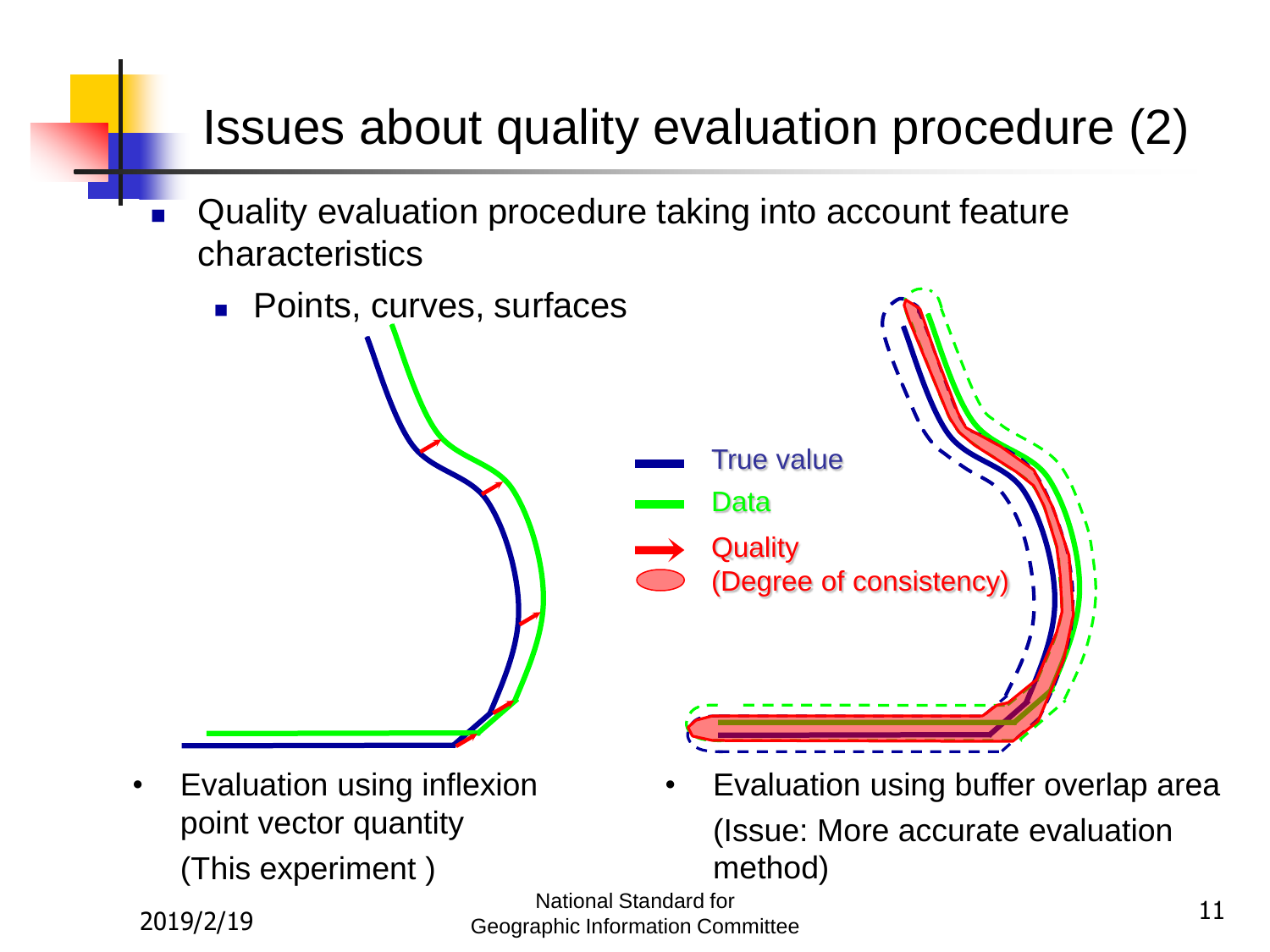# Issues about quality evaluation procedure (2)

- Quality evaluation procedure taking into account feature characteristics
  - Points, curves, surfaces

True value

Data

Quality (Degree of consistency)

- Evaluation using inflexion point vector quantity (This experiment )
- Evaluation using buffer overlap area (Issue: More accurate evaluation method)

2019/2/19

National Standard for Geographic Information Committee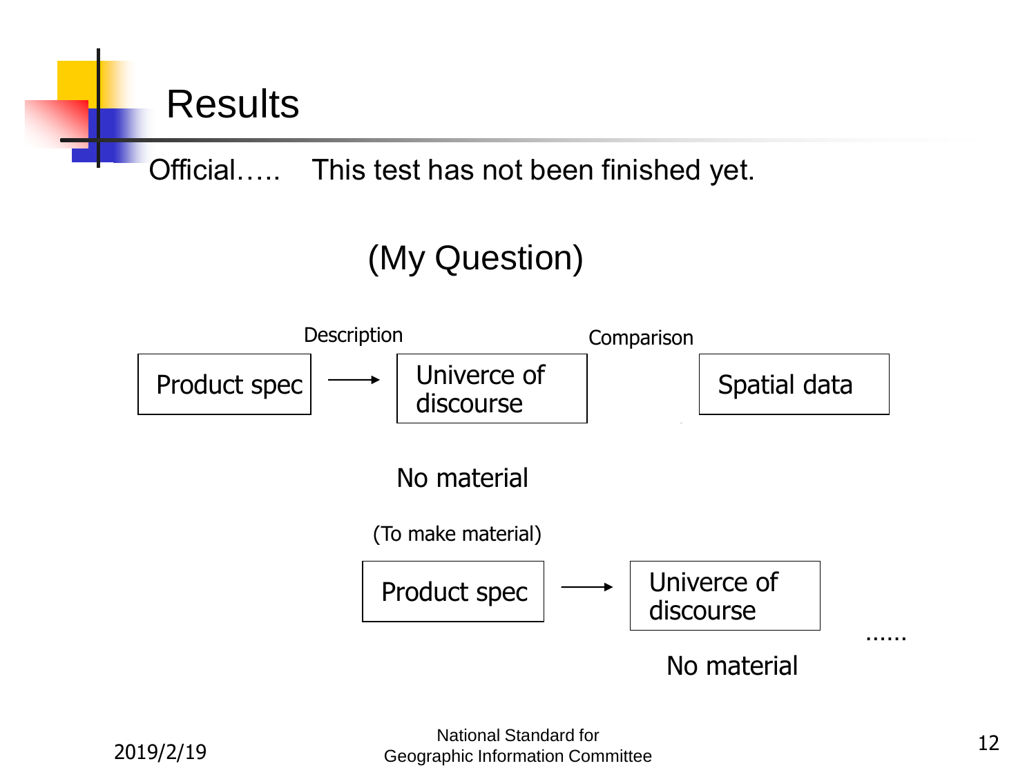# Results

Official….. This test has not been finished yet.

(My Question)

Description

Comparison

Product spec

Univerce of discourse

Spatial data

No material

(To make material)

Product spec

Univerce of discourse

……

No material